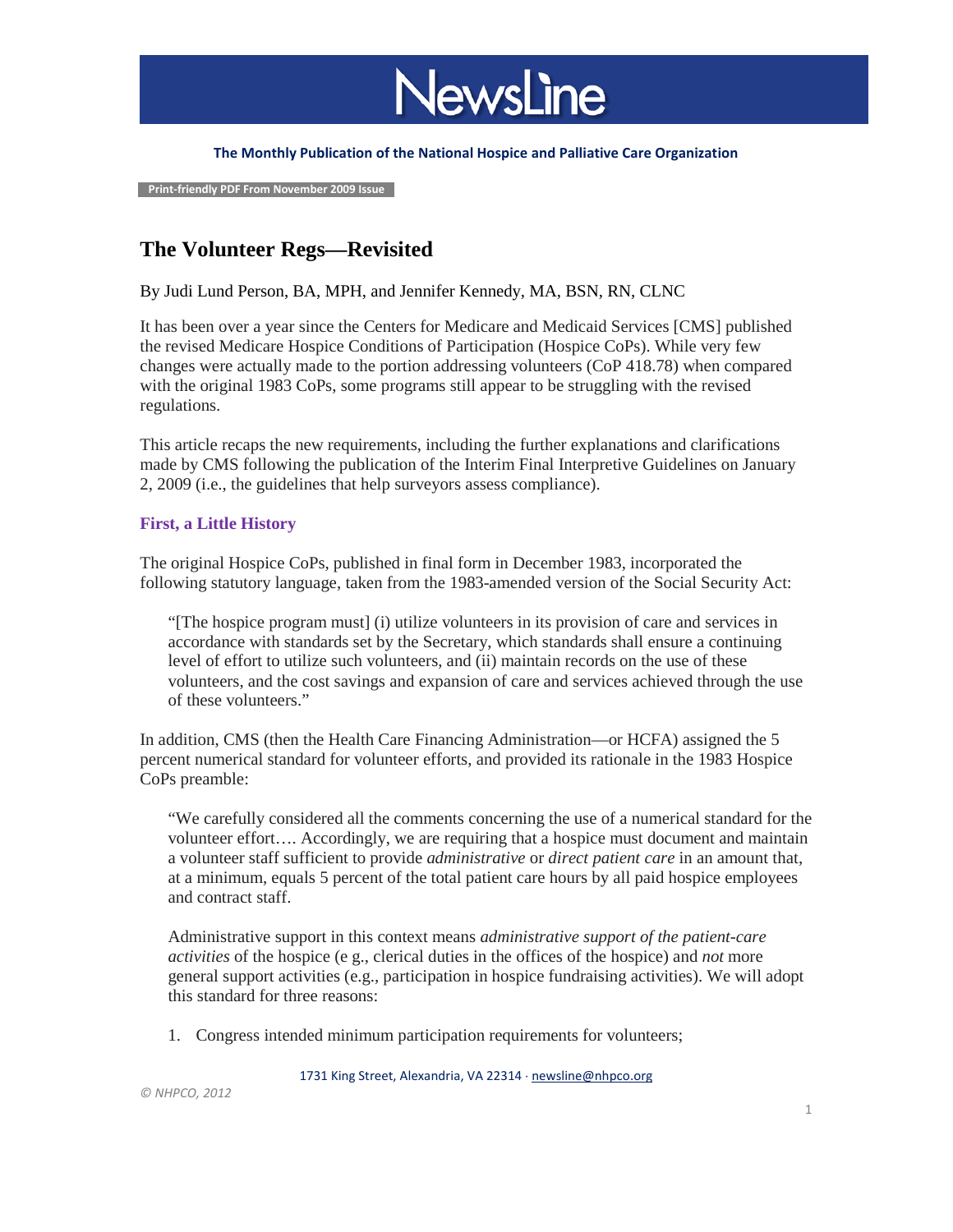# NewsLine

**The Monthly Publication of the National Hospice and Palliative Care Organization**

**Print-friendly PDF From November 2009 Issue**

## The Volunteer Regs—Revisited

By Judi Lund Person, BA, MPH, and Jennifer Kennedy, MA, BSN, RN, CLNC

It has been over a year since the Centers for Medicare and Medicaid Services [CMS] published the revised Medicare Hospice Conditions of Participation (Hospice CoPs). While very few changes were actually made to the portion addressing volunteers (CoP 418.78) when compared with the original 1983 CoPs, some programs still appear to be struggling with the revised regulations.

This article recaps the new requirements, including the further explanations and clarifications made by CMS following the publication of the Interim Final Interpretive Guidelines on January 2, 2009 (i.e., the guidelines that help surveyors assess compliance).

### First, a Little History

The original Hospice CoPs, published in final form in December 1983, incorporated the following statutory language, taken from the 1983-amended version of the Social Security Act:

> "[The hospice program must] (i) utilize volunteers in its provision of care and services in accordance with standards set by the Secretary, which standards shall ensure a continuing level of effort to utilize such volunteers, and (ii) maintain records on the use of these volunteers, and the cost savings and expansion of care and services achieved through the use of these volunteers."

In addition, CMS (then the Health Care Financing Administration—or HCFA) assigned the 5 percent numerical standard for volunteer efforts, and provided its rationale in the 1983 Hospice CoPs preamble:

> "We carefully considered all the comments concerning the use of a numerical standard for the volunteer effort…. Accordingly, we are requiring that a hospice must document and maintain a volunteer staff sufficient to provide *administrative* or *direct patient care* in an amount that, at a minimum, equals 5 percent of the total patient care hours by all paid hospice employees and contract staff.
>
> Administrative support in this context means *administrative support of the patient-care activities* of the hospice (e g., clerical duties in the offices of the hospice) and *not* more general support activities (e.g., participation in hospice fundraising activities). We will adopt this standard for three reasons:
>
> 1. Congress intended minimum participation requirements for volunteers;

1731 King Street, Alexandria, VA 22314 · newsline@nhpco.org

© NHPCO, 2012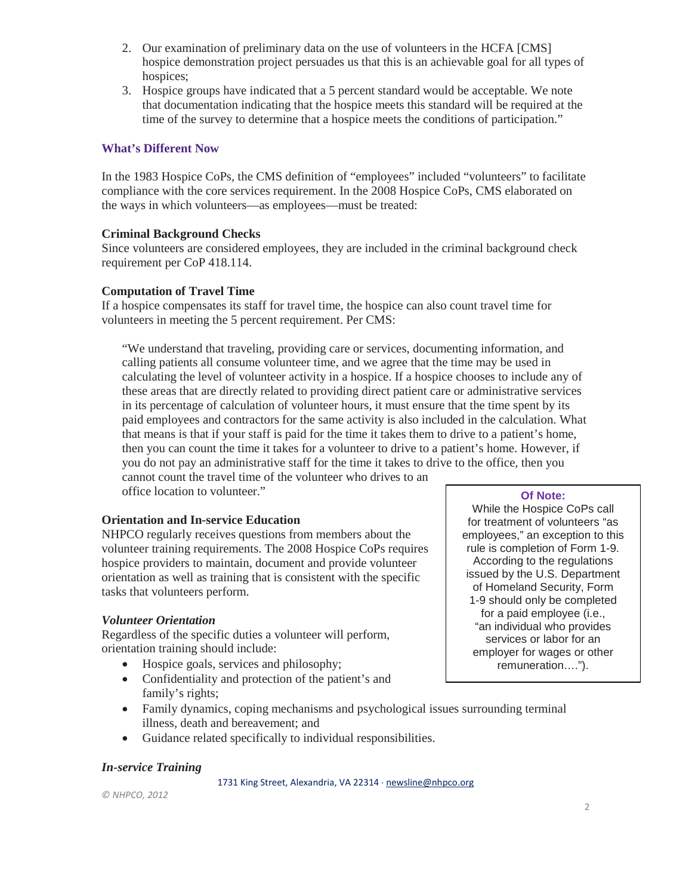2. Our examination of preliminary data on the use of volunteers in the HCFA [CMS] hospice demonstration project persuades us that this is an achievable goal for all types of hospices;
3. Hospice groups have indicated that a 5 percent standard would be acceptable. We note that documentation indicating that the hospice meets this standard will be required at the time of the survey to determine that a hospice meets the conditions of participation."

## What's Different Now

In the 1983 Hospice CoPs, the CMS definition of "employees" included "volunteers" to facilitate compliance with the core services requirement. In the 2008 Hospice CoPs, CMS elaborated on the ways in which volunteers—as employees—must be treated:

### Criminal Background Checks

Since volunteers are considered employees, they are included in the criminal background check requirement per CoP 418.114.

### Computation of Travel Time

If a hospice compensates its staff for travel time, the hospice can also count travel time for volunteers in meeting the 5 percent requirement. Per CMS:

> "We understand that traveling, providing care or services, documenting information, and calling patients all consume volunteer time, and we agree that the time may be used in calculating the level of volunteer activity in a hospice. If a hospice chooses to include any of these areas that are directly related to providing direct patient care or administrative services in its percentage of calculation of volunteer hours, it must ensure that the time spent by its paid employees and contractors for the same activity is also included in the calculation. What that means is that if your staff is paid for the time it takes them to drive to a patient's home, then you can count the time it takes for a volunteer to drive to a patient's home. However, if you do not pay an administrative staff for the time it takes to drive to the office, then you cannot count the travel time of the volunteer who drives to an office location to volunteer."

> **Of Note:**
> While the Hospice CoPs call for treatment of volunteers "as employees," an exception to this rule is completion of Form 1-9. According to the regulations issued by the U.S. Department of Homeland Security, Form 1-9 should only be completed for a paid employee (i.e., "an individual who provides services or labor for an employer for wages or other remuneration….").

### Orientation and In-service Education

NHPCO regularly receives questions from members about the volunteer training requirements. The 2008 Hospice CoPs requires hospice providers to maintain, document and provide volunteer orientation as well as training that is consistent with the specific tasks that volunteers perform.

#### *Volunteer Orientation*

Regardless of the specific duties a volunteer will perform, orientation training should include:

- Hospice goals, services and philosophy;
- Confidentiality and protection of the patient's and family's rights;
- Family dynamics, coping mechanisms and psychological issues surrounding terminal illness, death and bereavement; and
- Guidance related specifically to individual responsibilities.

#### *In-service Training*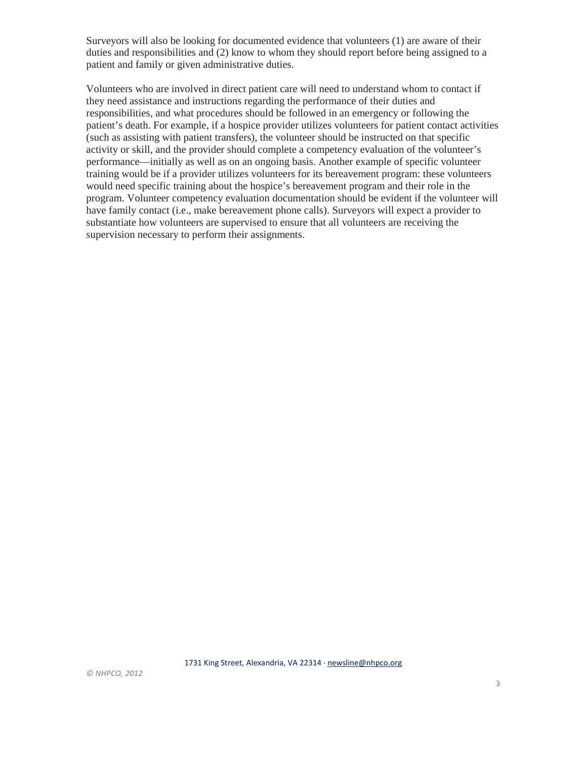Surveyors will also be looking for documented evidence that volunteers (1) are aware of their duties and responsibilities and (2) know to whom they should report before being assigned to a patient and family or given administrative duties.

Volunteers who are involved in direct patient care will need to understand whom to contact if they need assistance and instructions regarding the performance of their duties and responsibilities, and what procedures should be followed in an emergency or following the patient's death. For example, if a hospice provider utilizes volunteers for patient contact activities (such as assisting with patient transfers), the volunteer should be instructed on that specific activity or skill, and the provider should complete a competency evaluation of the volunteer's performance—initially as well as on an ongoing basis. Another example of specific volunteer training would be if a provider utilizes volunteers for its bereavement program: these volunteers would need specific training about the hospice's bereavement program and their role in the program. Volunteer competency evaluation documentation should be evident if the volunteer will have family contact (i.e., make bereavement phone calls). Surveyors will expect a provider to substantiate how volunteers are supervised to ensure that all volunteers are receiving the supervision necessary to perform their assignments.